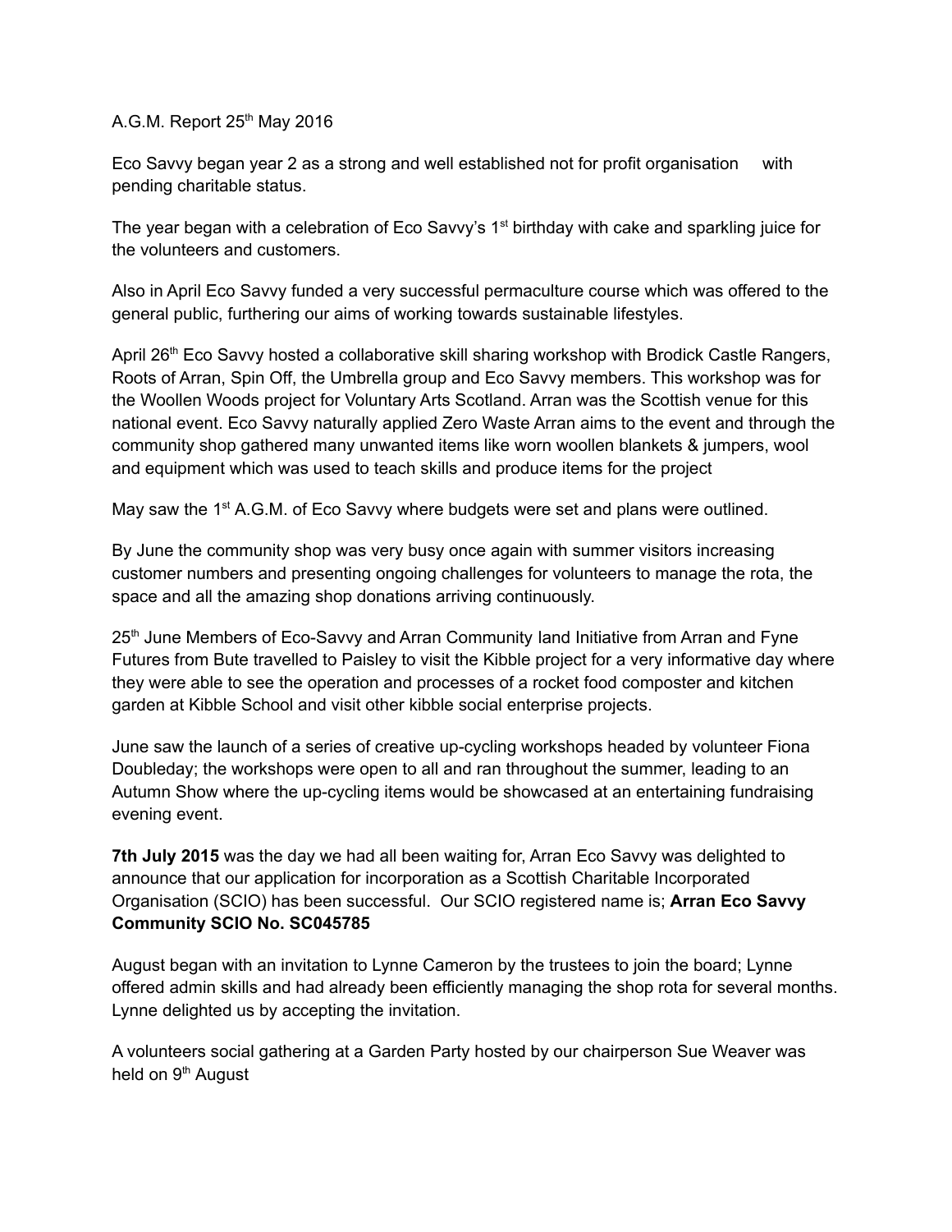A.G.M. Report 25th May 2016

Eco Savvy began year 2 as a strong and well established not for profit organisation with pending charitable status.

The year began with a celebration of Eco Savvy's 1st birthday with cake and sparkling juice for the volunteers and customers.

Also in April Eco Savvy funded a very successful permaculture course which was offered to the general public, furthering our aims of working towards sustainable lifestyles.

April 26th Eco Savvy hosted a collaborative skill sharing workshop with Brodick Castle Rangers, Roots of Arran, Spin Off, the Umbrella group and Eco Savvy members. This workshop was for the Woollen Woods project for Voluntary Arts Scotland. Arran was the Scottish venue for this national event. Eco Savvy naturally applied Zero Waste Arran aims to the event and through the community shop gathered many unwanted items like worn woollen blankets & jumpers, wool and equipment which was used to teach skills and produce items for the project

May saw the 1st A.G.M. of Eco Savvy where budgets were set and plans were outlined.

By June the community shop was very busy once again with summer visitors increasing customer numbers and presenting ongoing challenges for volunteers to manage the rota, the space and all the amazing shop donations arriving continuously.

25th June Members of Eco-Savvy and Arran Community land Initiative from Arran and Fyne Futures from Bute travelled to Paisley to visit the Kibble project for a very informative day where they were able to see the operation and processes of a rocket food composter and kitchen garden at Kibble School and visit other kibble social enterprise projects.

June saw the launch of a series of creative up-cycling workshops headed by volunteer Fiona Doubleday; the workshops were open to all and ran throughout the summer, leading to an Autumn Show where the up-cycling items would be showcased at an entertaining fundraising evening event.

**7th July 2015** was the day we had all been waiting for, Arran Eco Savvy was delighted to announce that our application for incorporation as a Scottish Charitable Incorporated Organisation (SCIO) has been successful. Our SCIO registered name is; **Arran Eco Savvy Community SCIO No. SC045785**

August began with an invitation to Lynne Cameron by the trustees to join the board; Lynne offered admin skills and had already been efficiently managing the shop rota for several months. Lynne delighted us by accepting the invitation.

A volunteers social gathering at a Garden Party hosted by our chairperson Sue Weaver was held on 9th August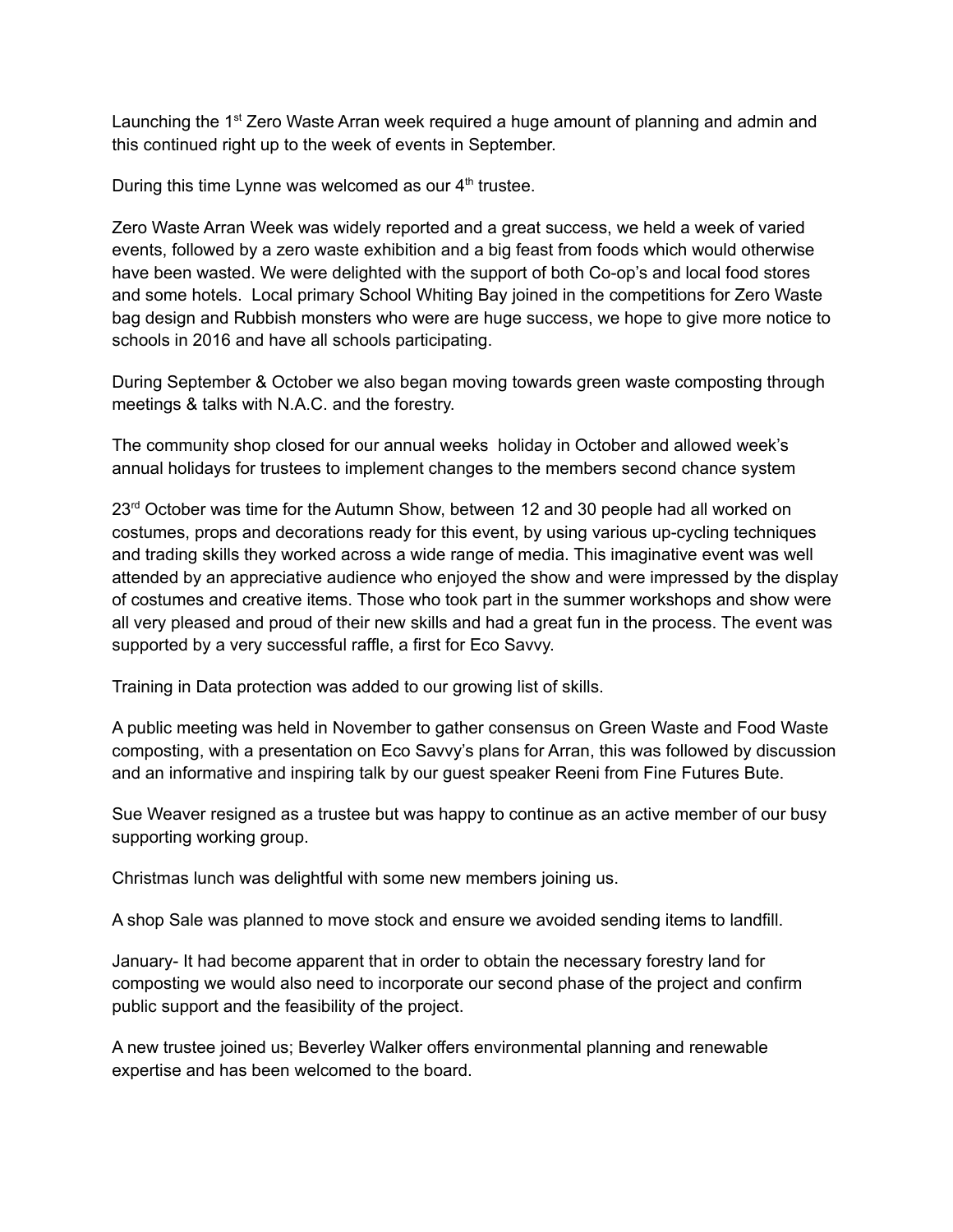Launching the 1st Zero Waste Arran week required a huge amount of planning and admin and this continued right up to the week of events in September.

During this time Lynne was welcomed as our 4th trustee.

Zero Waste Arran Week was widely reported and a great success, we held a week of varied events, followed by a zero waste exhibition and a big feast from foods which would otherwise have been wasted. We were delighted with the support of both Co-op's and local food stores and some hotels. Local primary School Whiting Bay joined in the competitions for Zero Waste bag design and Rubbish monsters who were are huge success, we hope to give more notice to schools in 2016 and have all schools participating.

During September & October we also began moving towards green waste composting through meetings & talks with N.A.C. and the forestry.

The community shop closed for our annual weeks holiday in October and allowed week's annual holidays for trustees to implement changes to the members second chance system

23rd October was time for the Autumn Show, between 12 and 30 people had all worked on costumes, props and decorations ready for this event, by using various up-cycling techniques and trading skills they worked across a wide range of media. This imaginative event was well attended by an appreciative audience who enjoyed the show and were impressed by the display of costumes and creative items. Those who took part in the summer workshops and show were all very pleased and proud of their new skills and had a great fun in the process. The event was supported by a very successful raffle, a first for Eco Savvy.

Training in Data protection was added to our growing list of skills.

A public meeting was held in November to gather consensus on Green Waste and Food Waste composting, with a presentation on Eco Savvy's plans for Arran, this was followed by discussion and an informative and inspiring talk by our guest speaker Reeni from Fine Futures Bute.

Sue Weaver resigned as a trustee but was happy to continue as an active member of our busy supporting working group.

Christmas lunch was delightful with some new members joining us.

A shop Sale was planned to move stock and ensure we avoided sending items to landfill.

January- It had become apparent that in order to obtain the necessary forestry land for composting we would also need to incorporate our second phase of the project and confirm public support and the feasibility of the project.

A new trustee joined us; Beverley Walker offers environmental planning and renewable expertise and has been welcomed to the board.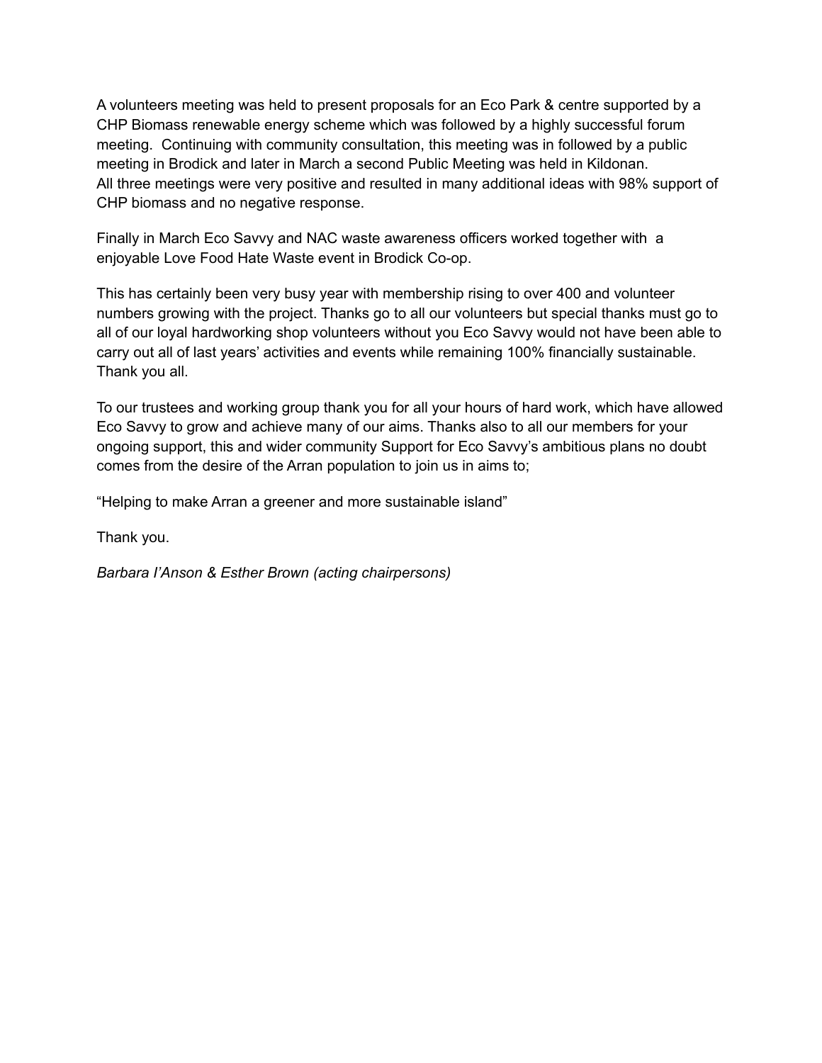A volunteers meeting was held to present proposals for an Eco Park & centre supported by a CHP Biomass renewable energy scheme which was followed by a highly successful forum meeting.  Continuing with community consultation, this meeting was in followed by a public meeting in Brodick and later in March a second Public Meeting was held in Kildonan.
All three meetings were very positive and resulted in many additional ideas with 98% support of CHP biomass and no negative response.

Finally in March Eco Savvy and NAC waste awareness officers worked together with  a enjoyable Love Food Hate Waste event in Brodick Co-op.

This has certainly been very busy year with membership rising to over 400 and volunteer numbers growing with the project. Thanks go to all our volunteers but special thanks must go to all of our loyal hardworking shop volunteers without you Eco Savvy would not have been able to carry out all of last years' activities and events while remaining 100% financially sustainable. Thank you all.

To our trustees and working group thank you for all your hours of hard work, which have allowed Eco Savvy to grow and achieve many of our aims. Thanks also to all our members for your ongoing support, this and wider community Support for Eco Savvy's ambitious plans no doubt comes from the desire of the Arran population to join us in aims to;

"Helping to make Arran a greener and more sustainable island"

Thank you.

*Barbara I'Anson & Esther Brown (acting chairpersons)*